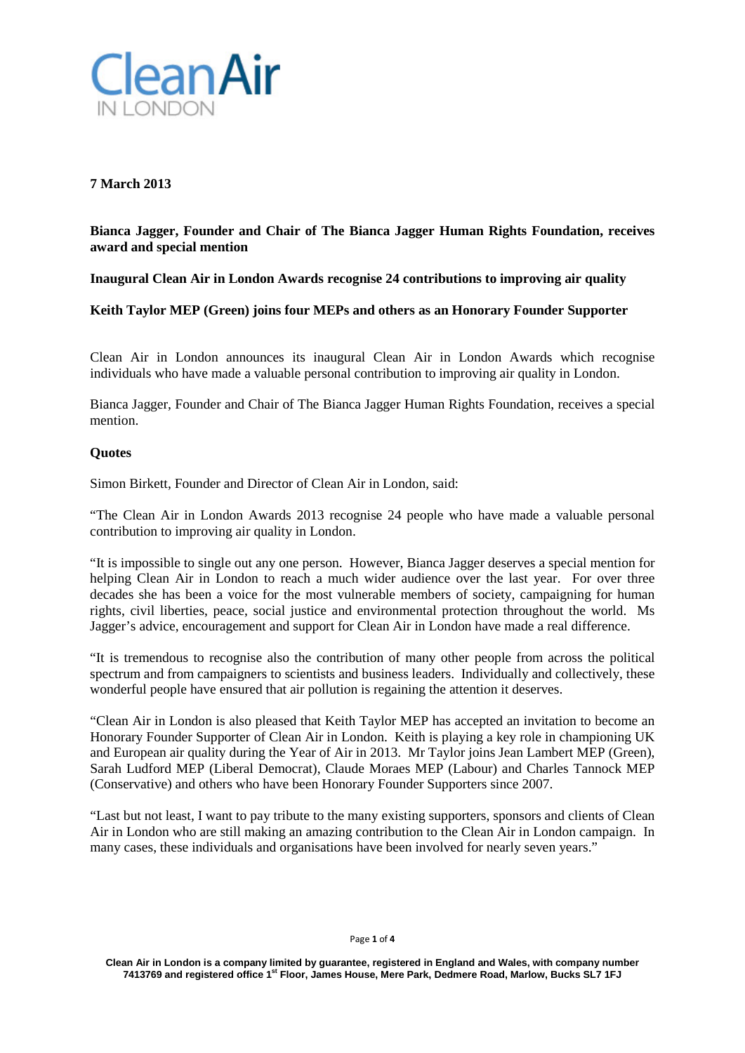Clean Air IN LONDON

**7 March 2013**

**Bianca Jagger, Founder and Chair of The Bianca Jagger Human Rights Foundation, receives award and special mention**

**Inaugural Clean Air in London Awards recognise 24 contributions to improving air quality**

**Keith Taylor MEP (Green) joins four MEPs and others as an Honorary Founder Supporter**

Clean Air in London announces its inaugural Clean Air in London Awards which recognise individuals who have made a valuable personal contribution to improving air quality in London.

Bianca Jagger, Founder and Chair of The Bianca Jagger Human Rights Foundation, receives a special mention.

**Quotes**

Simon Birkett, Founder and Director of Clean Air in London, said:

"The Clean Air in London Awards 2013 recognise 24 people who have made a valuable personal contribution to improving air quality in London.

"It is impossible to single out any one person. However, Bianca Jagger deserves a special mention for helping Clean Air in London to reach a much wider audience over the last year. For over three decades she has been a voice for the most vulnerable members of society, campaigning for human rights, civil liberties, peace, social justice and environmental protection throughout the world. Ms Jagger's advice, encouragement and support for Clean Air in London have made a real difference.

"It is tremendous to recognise also the contribution of many other people from across the political spectrum and from campaigners to scientists and business leaders. Individually and collectively, these wonderful people have ensured that air pollution is regaining the attention it deserves.

"Clean Air in London is also pleased that Keith Taylor MEP has accepted an invitation to become an Honorary Founder Supporter of Clean Air in London. Keith is playing a key role in championing UK and European air quality during the Year of Air in 2013. Mr Taylor joins Jean Lambert MEP (Green), Sarah Ludford MEP (Liberal Democrat), Claude Moraes MEP (Labour) and Charles Tannock MEP (Conservative) and others who have been Honorary Founder Supporters since 2007.

"Last but not least, I want to pay tribute to the many existing supporters, sponsors and clients of Clean Air in London who are still making an amazing contribution to the Clean Air in London campaign. In many cases, these individuals and organisations have been involved for nearly seven years."

**Clean Air in London is a company limited by guarantee, registered in England and Wales, with company number 7413769 and registered office 1st Floor, James House, Mere Park, Dedmere Road, Marlow, Bucks SL7 1FJ**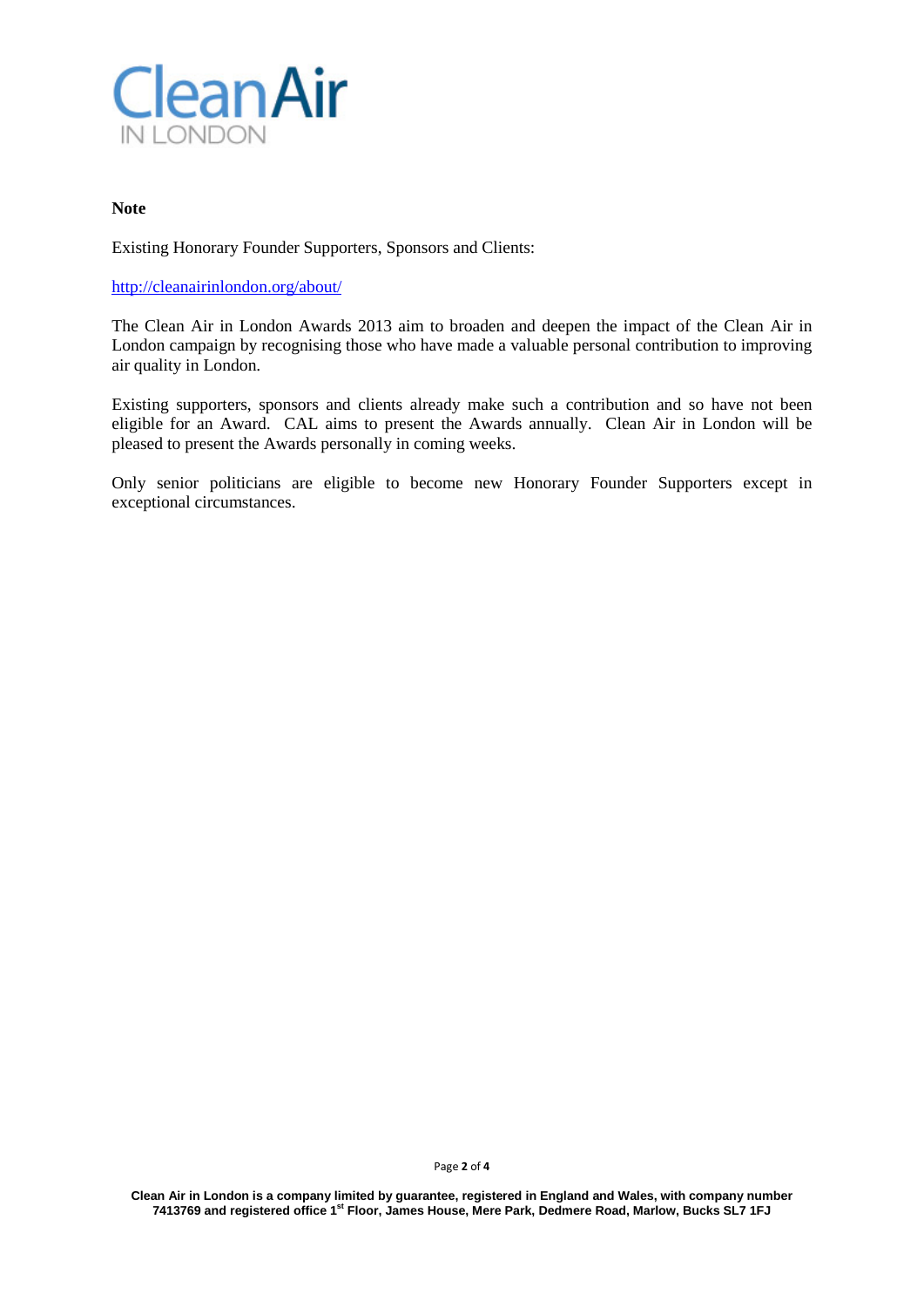**Note**

Existing Honorary Founder Supporters, Sponsors and Clients:

http://cleanairinlondon.org/about/

The Clean Air in London Awards 2013 aim to broaden and deepen the impact of the Clean Air in London campaign by recognising those who have made a valuable personal contribution to improving air quality in London.

Existing supporters, sponsors and clients already make such a contribution and so have not been eligible for an Award. CAL aims to present the Awards annually. Clean Air in London will be pleased to present the Awards personally in coming weeks.

Only senior politicians are eligible to become new Honorary Founder Supporters except in exceptional circumstances.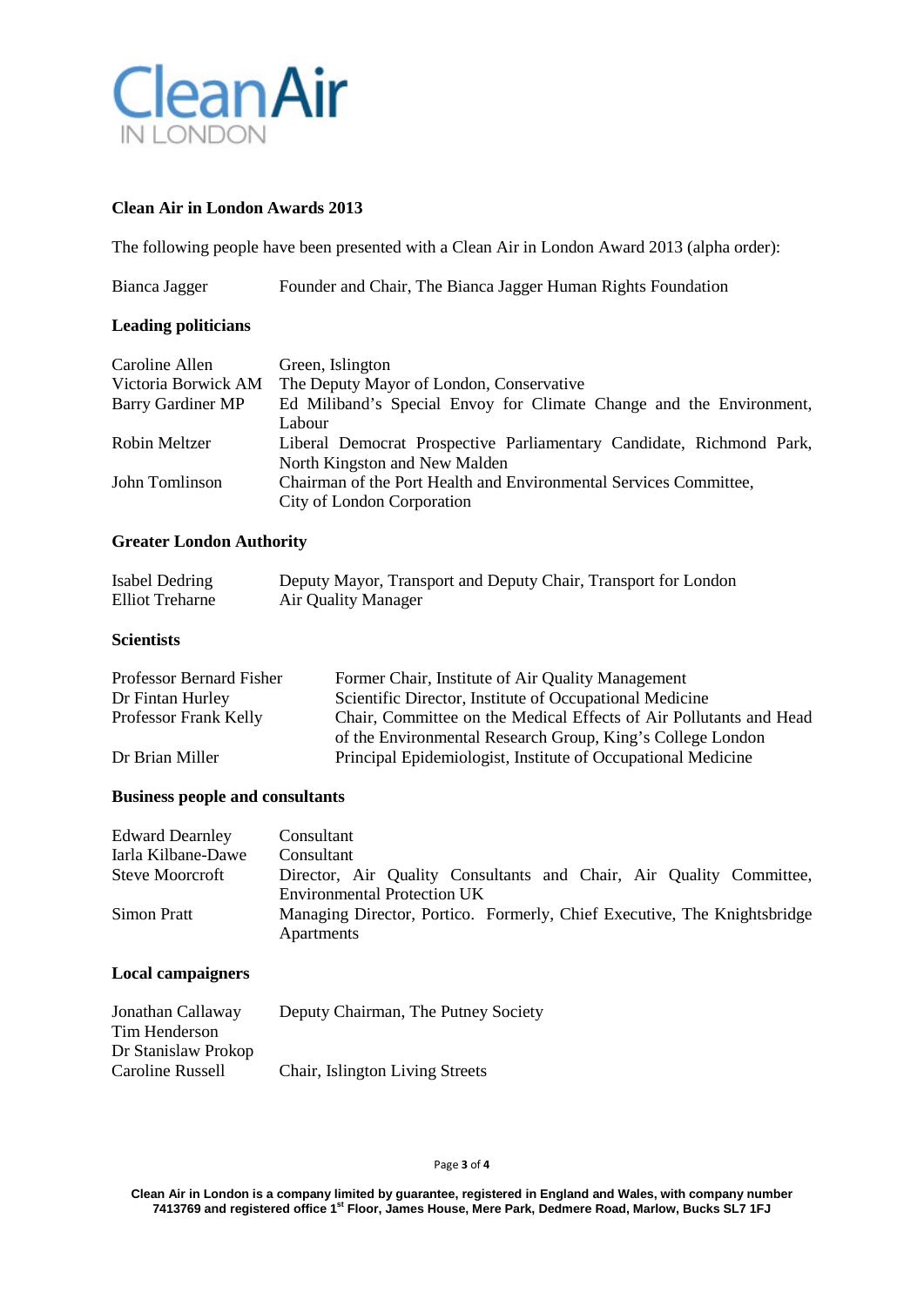Clean Air IN LONDON

## Clean Air in London Awards 2013

The following people have been presented with a Clean Air in London Award 2013 (alpha order):

| | |
|---|---|
| Bianca Jagger | Founder and Chair, The Bianca Jagger Human Rights Foundation |

### Leading politicians

| | |
|---|---|
| Caroline Allen | Green, Islington |
| Victoria Borwick AM | The Deputy Mayor of London, Conservative |
| Barry Gardiner MP | Ed Miliband's Special Envoy for Climate Change and the Environment, Labour |
| Robin Meltzer | Liberal Democrat Prospective Parliamentary Candidate, Richmond Park, North Kingston and New Malden |
| John Tomlinson | Chairman of the Port Health and Environmental Services Committee, City of London Corporation |

### Greater London Authority

| | |
|---|---|
| Isabel Dedring | Deputy Mayor, Transport and Deputy Chair, Transport for London |
| Elliot Treharne | Air Quality Manager |

### Scientists

| | |
|---|---|
| Professor Bernard Fisher | Former Chair, Institute of Air Quality Management |
| Dr Fintan Hurley | Scientific Director, Institute of Occupational Medicine |
| Professor Frank Kelly | Chair, Committee on the Medical Effects of Air Pollutants and Head of the Environmental Research Group, King's College London |
| Dr Brian Miller | Principal Epidemiologist, Institute of Occupational Medicine |

### Business people and consultants

| | |
|---|---|
| Edward Dearnley | Consultant |
| Iarla Kilbane-Dawe | Consultant |
| Steve Moorcroft | Director, Air Quality Consultants and Chair, Air Quality Committee, Environmental Protection UK |
| Simon Pratt | Managing Director, Portico. Formerly, Chief Executive, The Knightsbridge Apartments |

### Local campaigners

| | |
|---|---|
| Jonathan Callaway | Deputy Chairman, The Putney Society |
| Tim Henderson | |
| Dr Stanislaw Prokop | |
| Caroline Russell | Chair, Islington Living Streets |

**Clean Air in London is a company limited by guarantee, registered in England and Wales, with company number 7413769 and registered office 1st Floor, James House, Mere Park, Dedmere Road, Marlow, Bucks SL7 1FJ**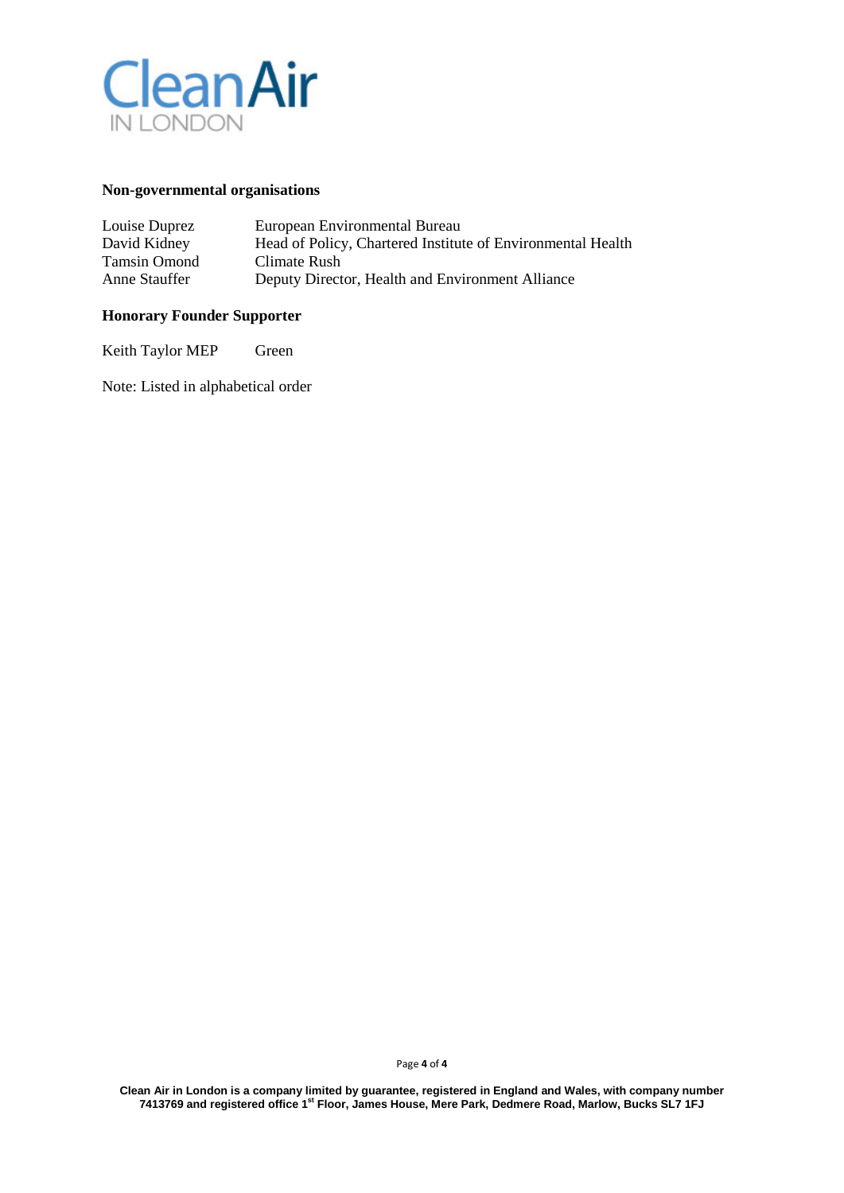### Non-governmental organisations

| | |
|---|---|
| Louise Duprez | European Environmental Bureau |
| David Kidney | Head of Policy, Chartered Institute of Environmental Health |
| Tamsin Omond | Climate Rush |
| Anne Stauffer | Deputy Director, Health and Environment Alliance |

### Honorary Founder Supporter

| | |
|---|---|
| Keith Taylor MEP | Green |

Note: Listed in alphabetical order